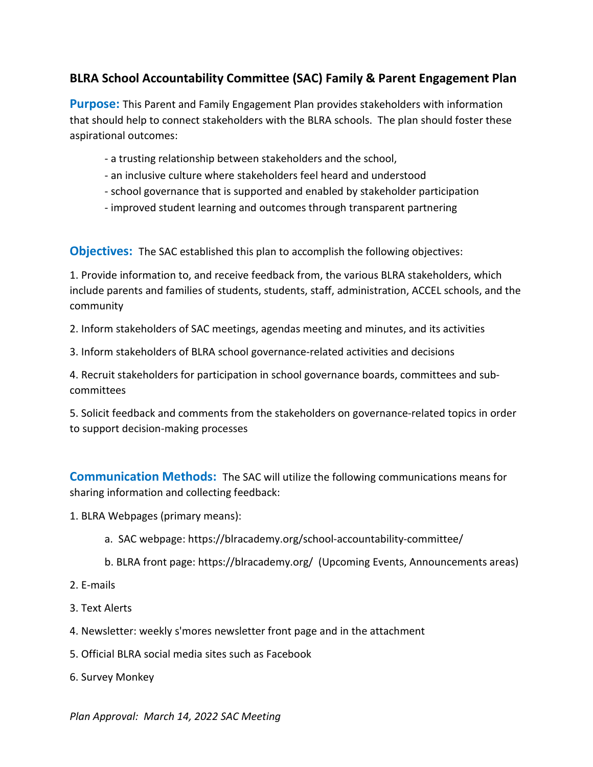## BLRA School Accountability Committee (SAC) Family & Parent Engagement Plan

**Purpose:** This Parent and Family Engagement Plan provides stakeholders with information that should help to connect stakeholders with the BLRA schools. The plan should foster these aspirational outcomes:

- a trusting relationship between stakeholders and the school,
- an inclusive culture where stakeholders feel heard and understood
- school governance that is supported and enabled by stakeholder participation
- improved student learning and outcomes through transparent partnering

**Objectives:** The SAC established this plan to accomplish the following objectives:

1. Provide information to, and receive feedback from, the various BLRA stakeholders, which include parents and families of students, students, staff, administration, ACCEL schools, and the community
2. Inform stakeholders of SAC meetings, agendas meeting and minutes, and its activities
3. Inform stakeholders of BLRA school governance-related activities and decisions
4. Recruit stakeholders for participation in school governance boards, committees and sub-committees
5. Solicit feedback and comments from the stakeholders on governance-related topics in order to support decision-making processes

**Communication Methods:** The SAC will utilize the following communications means for sharing information and collecting feedback:

1. BLRA Webpages (primary means):
   a. SAC webpage: https://blracademy.org/school-accountability-committee/
   b. BLRA front page: https://blracademy.org/ (Upcoming Events, Announcements areas)
2. E-mails
3. Text Alerts
4. Newsletter: weekly s'mores newsletter front page and in the attachment
5. Official BLRA social media sites such as Facebook
6. Survey Monkey

*Plan Approval: March 14, 2022 SAC Meeting*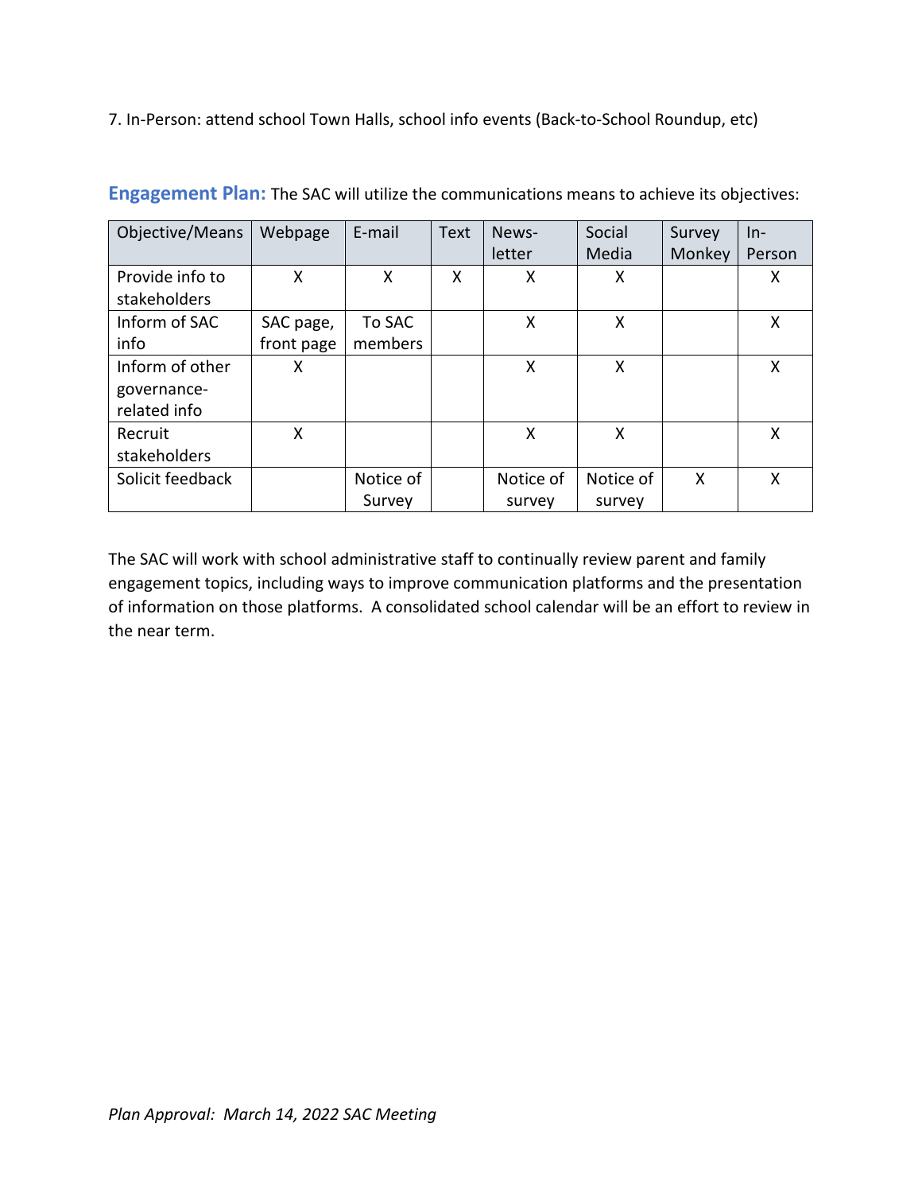7. In-Person: attend school Town Halls, school info events (Back-to-School Roundup, etc)

**Engagement Plan:** The SAC will utilize the communications means to achieve its objectives:

| Objective/Means | Webpage | E-mail | Text | News-letter | Social Media | Survey Monkey | In-Person |
|---|---|---|---|---|---|---|---|
| Provide info to stakeholders | X | X | X | X | X | | X |
| Inform of SAC info | SAC page, front page | To SAC members | | X | X | | X |
| Inform of other governance-related info | X | | | X | X | | X |
| Recruit stakeholders | X | | | X | X | | X |
| Solicit feedback | | Notice of Survey | | Notice of survey | Notice of survey | X | X |

The SAC will work with school administrative staff to continually review parent and family engagement topics, including ways to improve communication platforms and the presentation of information on those platforms. A consolidated school calendar will be an effort to review in the near term.

*Plan Approval: March 14, 2022 SAC Meeting*